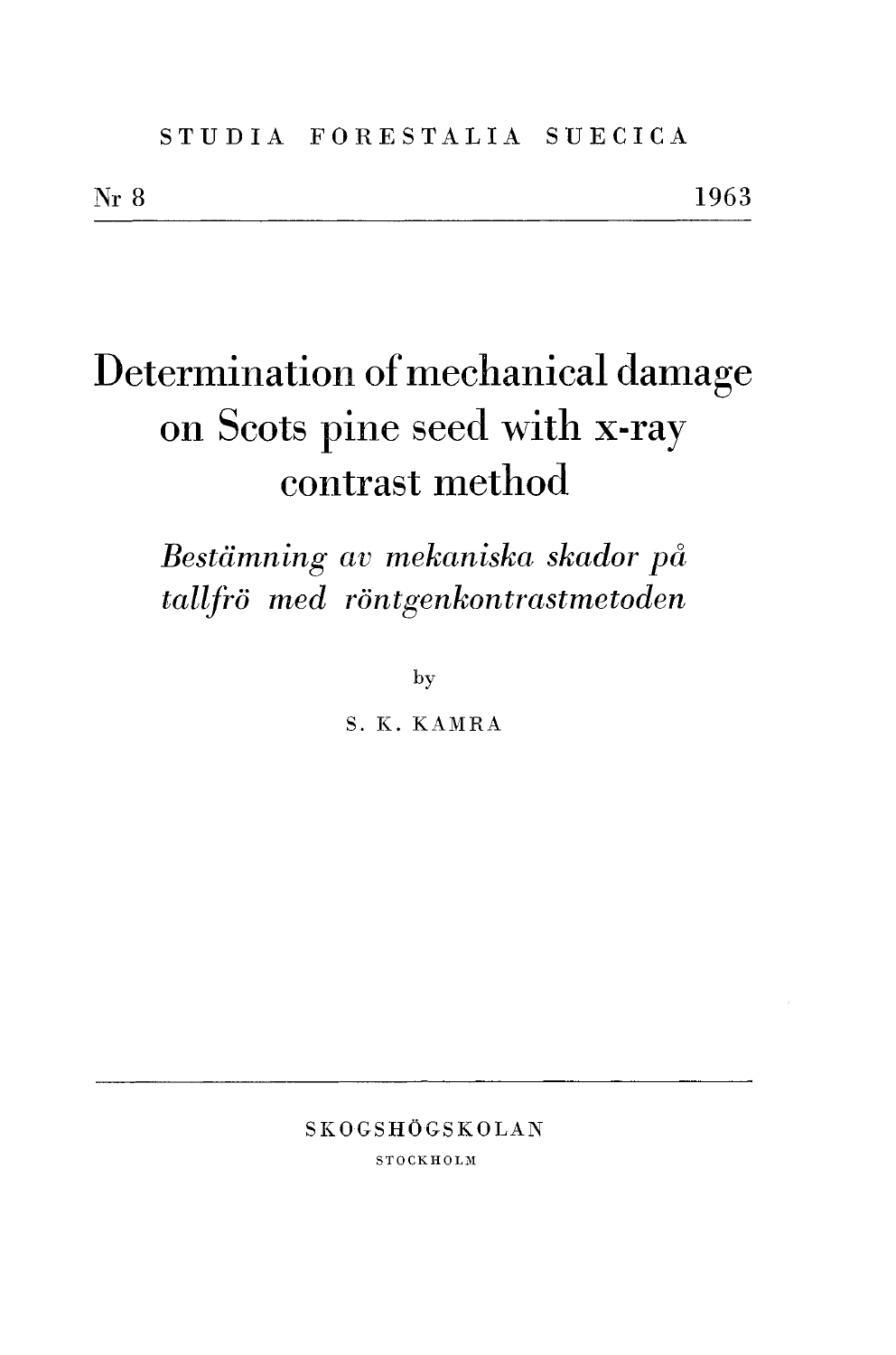STUDIA FORESTALIA SUECICA

Nr 8 1963

# Determination of mechanical damage on Scots pine seed with x-ray contrast method

*Bestämning av mekaniska skador på tallfrö med röntgenkontrastmetoden*

by

S. K. KAMRA

SKOGSHÖGSKOLAN

STOCKHOLM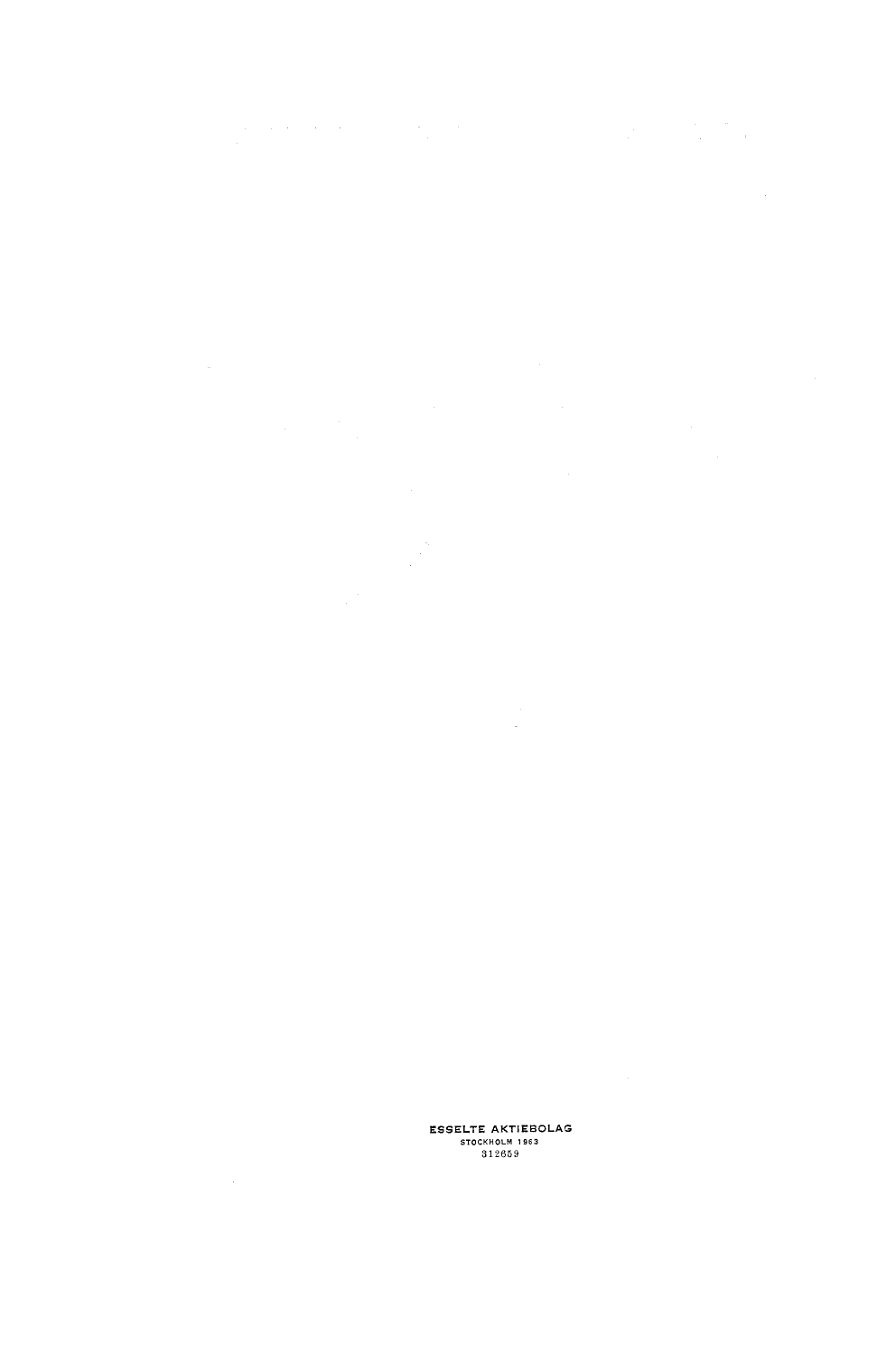ESSELTE AKTIEBOLAG
STOCKHOLM 1963
312659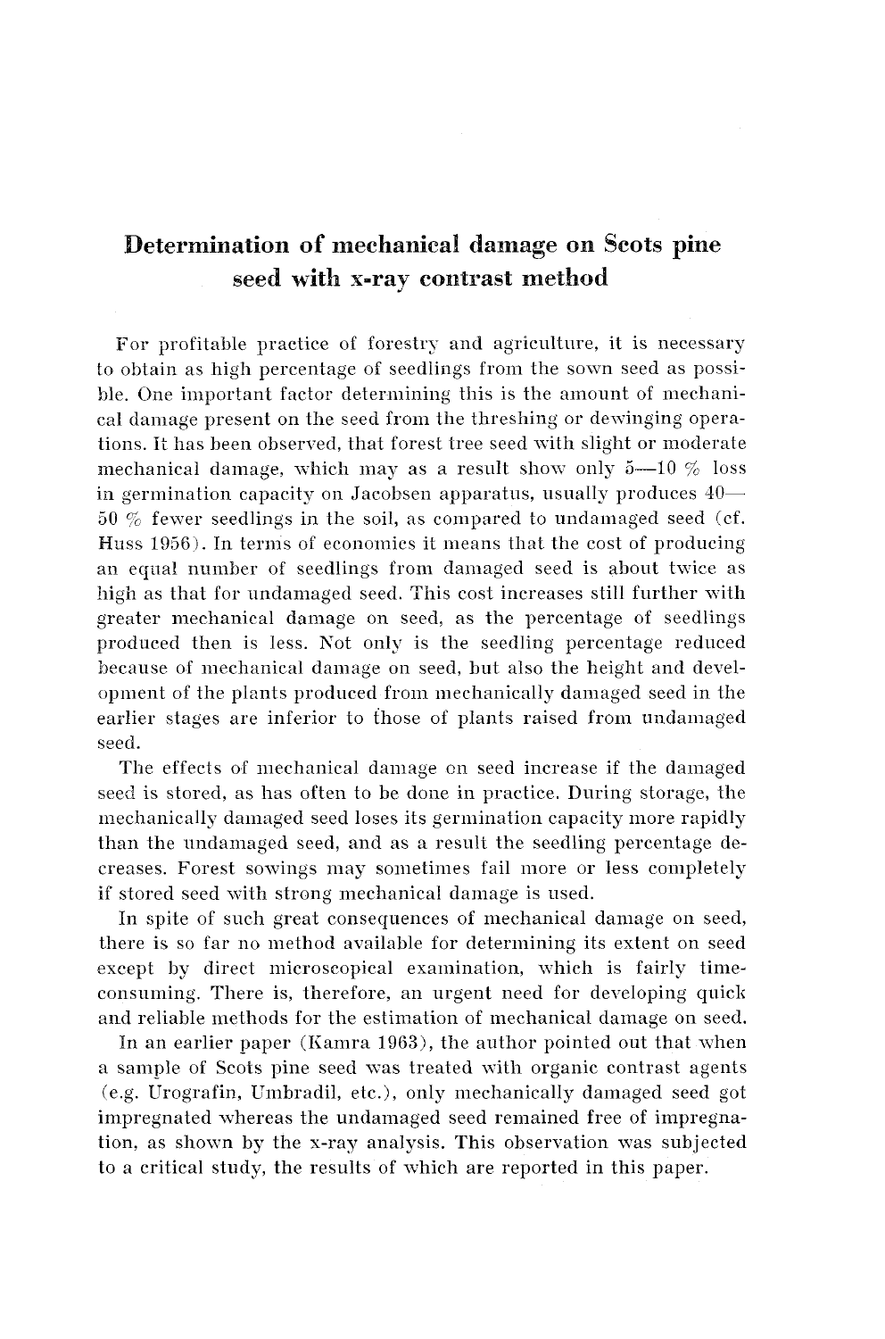# Determination of mechanical damage on Scots pine seed with x-ray contrast method

For profitable practice of forestry and agriculture, it is necessary to obtain as high percentage of seedlings from the sown seed as possible. One important factor determining this is the amount of mechanical damage present on the seed from the threshing or dewinging operations. It has been observed, that forest tree seed with slight or moderate mechanical damage, which may as a result show only 5—10 % loss in germination capacity on Jacobsen apparatus, usually produces 40—50 % fewer seedlings in the soil, as compared to undamaged seed (cf. Huss 1956). In terms of economics it means that the cost of producing an equal number of seedlings from damaged seed is about twice as high as that for undamaged seed. This cost increases still further with greater mechanical damage on seed, as the percentage of seedlings produced then is less. Not only is the seedling percentage reduced because of mechanical damage on seed, but also the height and development of the plants produced from mechanically damaged seed in the earlier stages are inferior to those of plants raised from undamaged seed.

The effects of mechanical damage on seed increase if the damaged seed is stored, as has often to be done in practice. During storage, the mechanically damaged seed loses its germination capacity more rapidly than the undamaged seed, and as a result the seedling percentage decreases. Forest sowings may sometimes fail more or less completely if stored seed with strong mechanical damage is used.

In spite of such great consequences of mechanical damage on seed, there is so far no method available for determining its extent on seed except by direct microscopical examination, which is fairly time-consuming. There is, therefore, an urgent need for developing quick and reliable methods for the estimation of mechanical damage on seed.

In an earlier paper (Kamra 1963), the author pointed out that when a sample of Scots pine seed was treated with organic contrast agents (e.g. Urografin, Umbradil, etc.), only mechanically damaged seed got impregnated whereas the undamaged seed remained free of impregnation, as shown by the x-ray analysis. This observation was subjected to a critical study, the results of which are reported in this paper.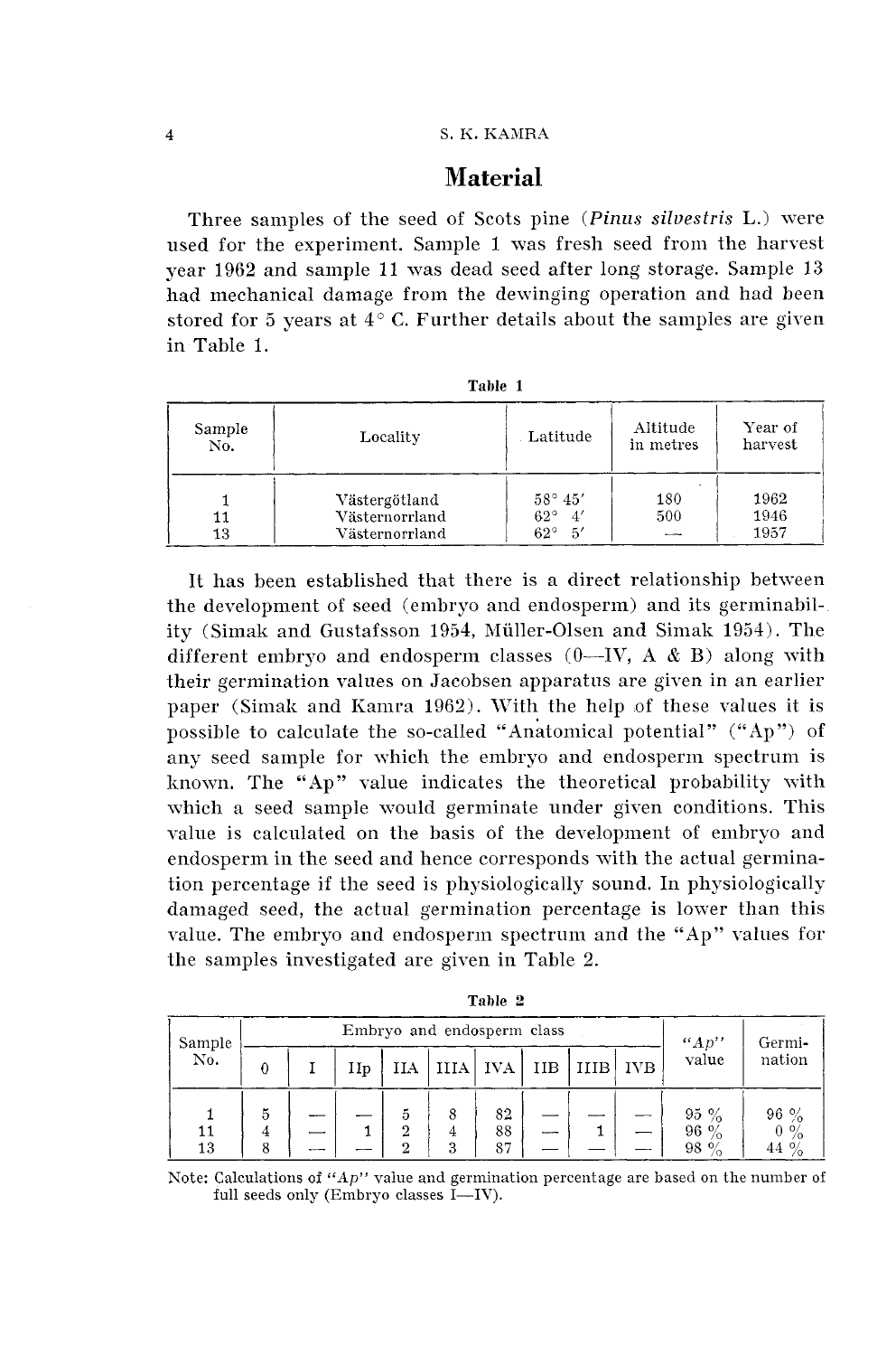# Material

Three samples of the seed of Scots pine (***Pinus silvestris*** L.) were used for the experiment. Sample 1 was fresh seed from the harvest year 1962 and sample 11 was dead seed after long storage. Sample 13 had mechanical damage from the dewinging operation and had been stored for 5 years at 4° C. Further details about the samples are given in Table 1.

**Table 1**

| Sample No. | Locality | Latitude | Altitude in metres | Year of harvest |
|---|---|---|---|---|
| 1 | Västergötland | 58° 45′ | 180 | 1962 |
| 11 | Västernorrland | 62° 4′ | 500 | 1946 |
| 13 | Västernorrland | 62° 5′ | — | 1957 |

It has been established that there is a direct relationship between the development of seed (embryo and endosperm) and its germinability (Simak and Gustafsson 1954, Müller-Olsen and Simak 1954). The different embryo and endosperm classes (0—IV, A & B) along with their germination values on Jacobsen apparatus are given in an earlier paper (Simak and Kamra 1962). With the help of these values it is possible to calculate the so-called "Anatomical potential" ("Ap") of any seed sample for which the embryo and endosperm spectrum is known. The "Ap" value indicates the theoretical probability with which a seed sample would germinate under given conditions. This value is calculated on the basis of the development of embryo and endosperm in the seed and hence corresponds with the actual germination percentage if the seed is physiologically sound. In physiologically damaged seed, the actual germination percentage is lower than this value. The embryo and endosperm spectrum and the "Ap" values for the samples investigated are given in Table 2.

**Table 2**

| Sample No. | Embryo and endosperm class | | | | | | | | | "*Ap*" value | Germination |
|---|---|---|---|---|---|---|---|---|---|---|---|
| | 0 | I | IIp | IIA | IIIA | IVA | IIB | IIIB | IVB | | |
| 1 | 5 | — | — | 5 | 8 | 82 | — | — | — | 95 % | 96 % |
| 11 | 4 | — | 1 | 2 | 4 | 88 | — | 1 | — | 96 % | 0 % |
| 13 | 8 | — | — | 2 | 3 | 87 | — | — | — | 98 % | 44 % |

Note: Calculations of "*Ap*" value and germination percentage are based on the number of full seeds only (Embryo classes I—IV).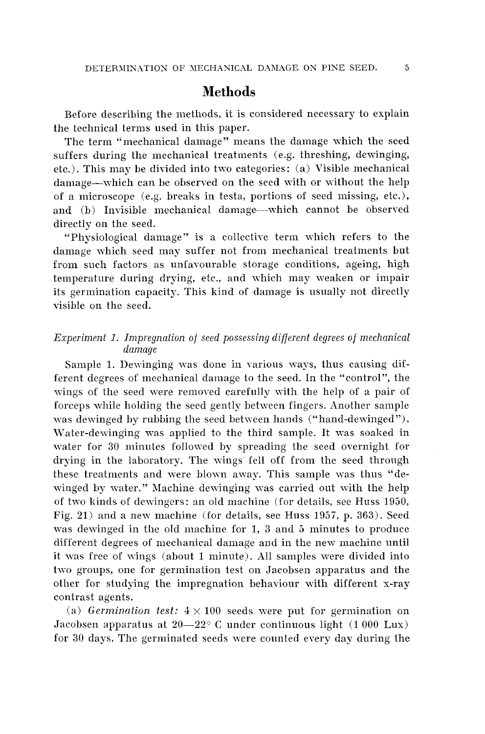## Methods

Before describing the methods, it is considered necessary to explain the technical terms used in this paper.

The term "mechanical damage" means the damage which the seed suffers during the mechanical treatments (e.g. threshing, dewinging, etc.). This may be divided into two categories: (a) Visible mechanical damage—which can be observed on the seed with or without the help of a microscope (e.g. breaks in testa, portions of seed missing, etc.), and (b) Invisible mechanical damage—which cannot be observed directly on the seed.

"Physiological damage" is a collective term which refers to the damage which seed may suffer not from mechanical treatments but from such factors as unfavourable storage conditions, ageing, high temperature during drying, etc., and which may weaken or impair its germination capacity. This kind of damage is usually not directly visible on the seed.

### *Experiment 1. Impregnation of seed possessing different degrees of mechanical damage*

Sample 1. Dewinging was done in various ways, thus causing different degrees of mechanical damage to the seed. In the "control", the wings of the seed were removed carefully with the help of a pair of forceps while holding the seed gently between fingers. Another sample was dewinged by rubbing the seed between hands ("hand-dewinged"). Water-dewinging was applied to the third sample. It was soaked in water for 30 minutes followed by spreading the seed overnight for drying in the laboratory. The wings fell off from the seed through these treatments and were blown away. This sample was thus "dewinged by water." Machine dewinging was carried out with the help of two kinds of dewingers: an old machine (for details, see Huss 1950, Fig. 21) and a new machine (for details, see Huss 1957, p. 363). Seed was dewinged in the old machine for 1, 3 and 5 minutes to produce different degrees of mechanical damage and in the new machine until it was free of wings (about 1 minute). All samples were divided into two groups, one for germination test on Jacobsen apparatus and the other for studying the impregnation behaviour with different x-ray contrast agents.

(a) *Germination test:* $4 \times 100$ seeds were put for germination on Jacobsen apparatus at 20—22° C under continuous light (1 000 Lux) for 30 days. The germinated seeds were counted every day during the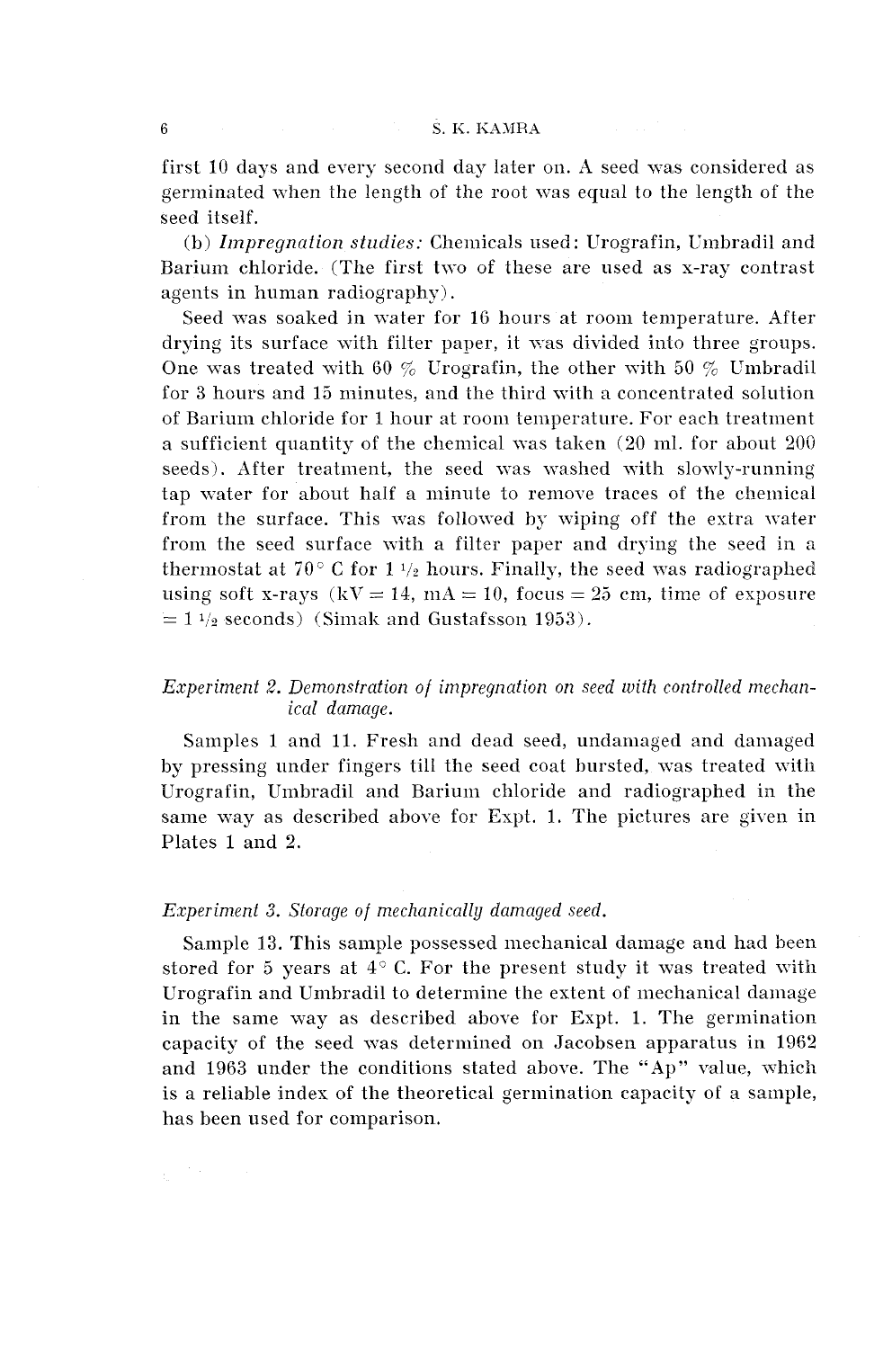first 10 days and every second day later on. A seed was considered as germinated when the length of the root was equal to the length of the seed itself.

(b) *Impregnation studies:* Chemicals used: Urografin, Umbradil and Barium chloride. (The first two of these are used as x-ray contrast agents in human radiography).

Seed was soaked in water for 16 hours at room temperature. After drying its surface with filter paper, it was divided into three groups. One was treated with 60 % Urografin, the other with 50 % Umbradil for 3 hours and 15 minutes, and the third with a concentrated solution of Barium chloride for 1 hour at room temperature. For each treatment a sufficient quantity of the chemical was taken (20 ml. for about 200 seeds). After treatment, the seed was washed with slowly-running tap water for about half a minute to remove traces of the chemical from the surface. This was followed by wiping off the extra water from the seed surface with a filter paper and drying the seed in a thermostat at 70° C for 1 1/2 hours. Finally, the seed was radiographed using soft x-rays (kV = 14, mA = 10, focus = 25 cm, time of exposure = 1 1/2 seconds) (Simak and Gustafsson 1953).

*Experiment 2. Demonstration of impregnation on seed with controlled mechanical damage.*

Samples 1 and 11. Fresh and dead seed, undamaged and damaged by pressing under fingers till the seed coat bursted, was treated with Urografin, Umbradil and Barium chloride and radiographed in the same way as described above for Expt. 1. The pictures are given in Plates 1 and 2.

*Experiment 3. Storage of mechanically damaged seed.*

Sample 13. This sample possessed mechanical damage and had been stored for 5 years at 4° C. For the present study it was treated with Urografin and Umbradil to determine the extent of mechanical damage in the same way as described above for Expt. 1. The germination capacity of the seed was determined on Jacobsen apparatus in 1962 and 1963 under the conditions stated above. The "Ap" value, which is a reliable index of the theoretical germination capacity of a sample, has been used for comparison.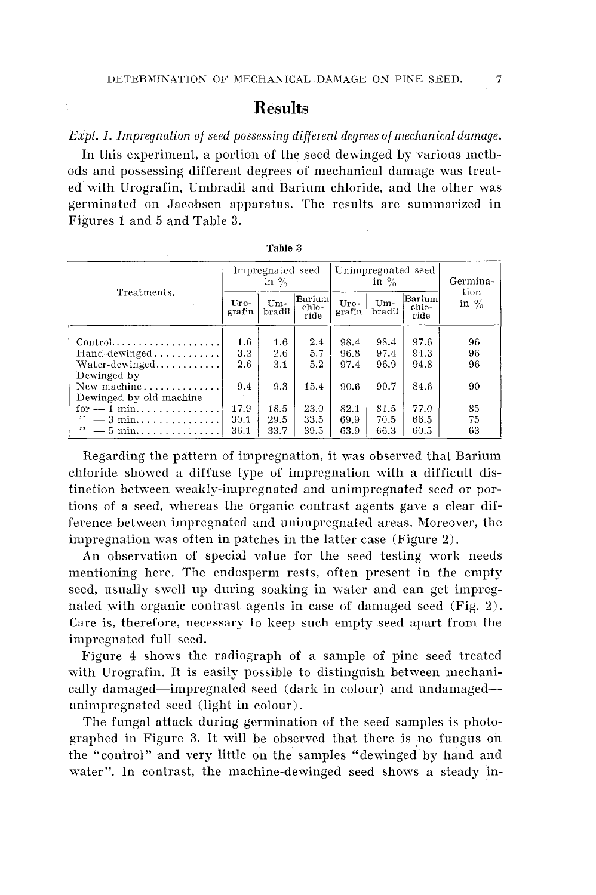## Results

*Expt. 1. Impregnation of seed possessing different degrees of mechanical damage.*

In this experiment, a portion of the seed dewinged by various methods and possessing different degrees of mechanical damage was treated with Urografin, Umbradil and Barium chloride, and the other was germinated on Jacobsen apparatus. The results are summarized in Figures 1 and 5 and Table 3.

**Table 3**

| Treatments. | Impregnated seed in % | | | Unimpregnated seed in % | | | Germination in % |
|---|---|---|---|---|---|---|---|
| | Urografin | Umbradil | Barium chloride | Urografin | Umbradil | Barium chloride | |
| Control | 1.6 | 1.6 | 2.4 | 98.4 | 98.4 | 97.6 | 96 |
| Hand-dewinged | 3.2 | 2.6 | 5.7 | 96.8 | 97.4 | 94.3 | 96 |
| Water-dewinged | 2.6 | 3.1 | 5.2 | 97.4 | 96.9 | 94.8 | 96 |
| Dewinged by New machine | 9.4 | 9.3 | 15.4 | 90.6 | 90.7 | 84.6 | 90 |
| Dewinged by old machine for — 1 min. | 17.9 | 18.5 | 23.0 | 82.1 | 81.5 | 77.0 | 85 |
| " — 3 min. | 30.1 | 29.5 | 33.5 | 69.9 | 70.5 | 66.5 | 75 |
| " — 5 min. | 36.1 | 33.7 | 39.5 | 63.9 | 66.3 | 60.5 | 63 |

Regarding the pattern of impregnation, it was observed that Barium chloride showed a diffuse type of impregnation with a difficult distinction between weakly-impregnated and unimpregnated seed or portions of a seed, whereas the organic contrast agents gave a clear difference between impregnated and unimpregnated areas. Moreover, the impregnation was often in patches in the latter case (Figure 2).

An observation of special value for the seed testing work needs mentioning here. The endosperm rests, often present in the empty seed, usually swell up during soaking in water and can get impregnated with organic contrast agents in case of damaged seed (Fig. 2). Care is, therefore, necessary to keep such empty seed apart from the impregnated full seed.

Figure 4 shows the radiograph of a sample of pine seed treated with Urografin. It is easily possible to distinguish between mechanically damaged—impregnated seed (dark in colour) and undamaged—unimpregnated seed (light in colour).

The fungal attack during germination of the seed samples is photographed in Figure 3. It will be observed that there is no fungus on the "control" and very little on the samples "dewinged by hand and water". In contrast, the machine-dewinged seed shows a steady in-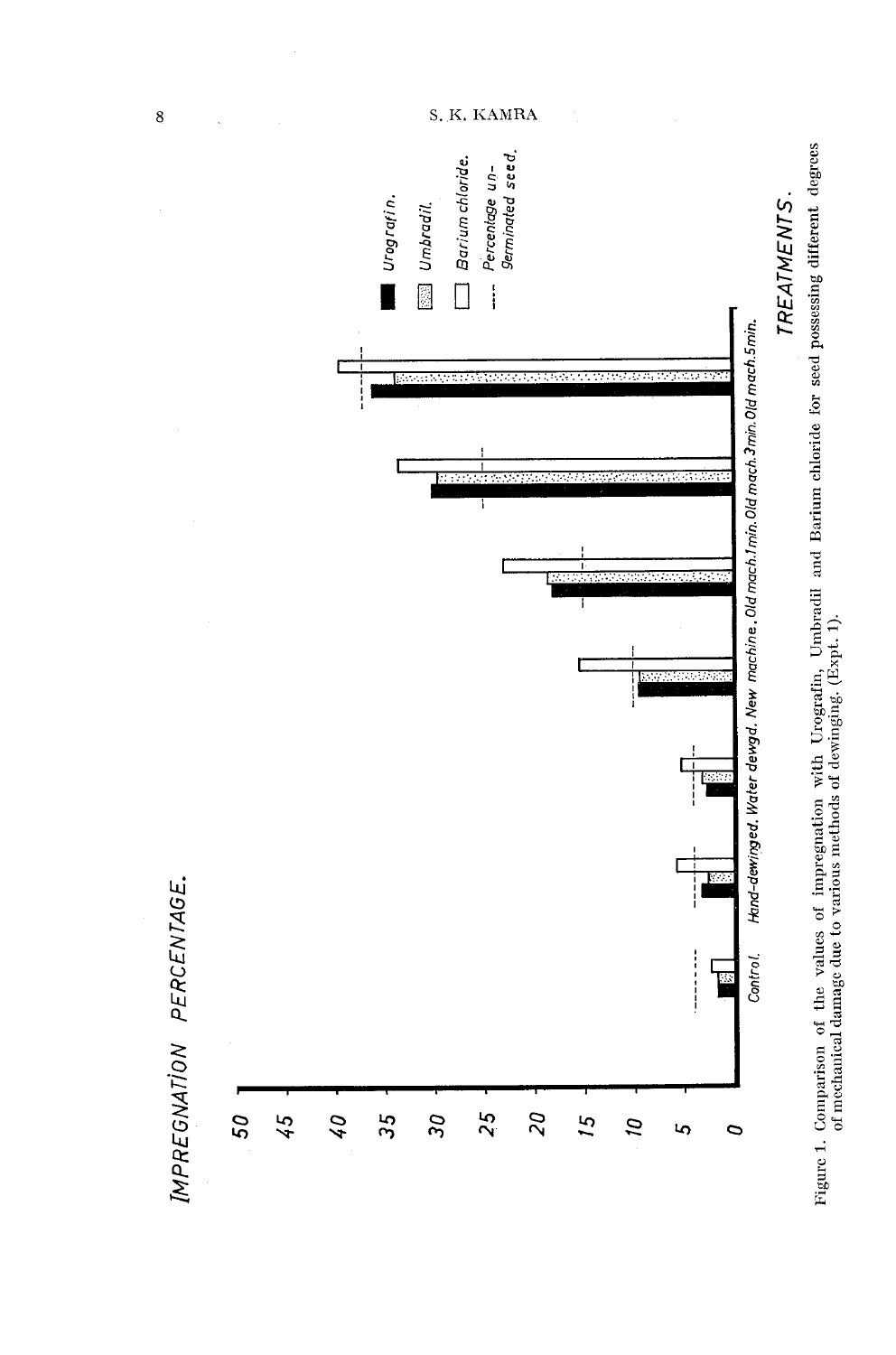IMPREGNATION PERCENTAGE.

Urografin. Umbradil. Barium chloride. Percentage un-germinated seed.

Control. Hand-dewinged. Water dewgd. New machine. Old mach. 1 min. Old mach. 3 min. Old mach. 5 min.

TREATMENTS.

Figure 1. Comparison of the values of impregnation with Urografin, Umbradil and Barium chloride for seed possessing different degrees of mechanical damage due to various methods of dewinging. (Expt. 1).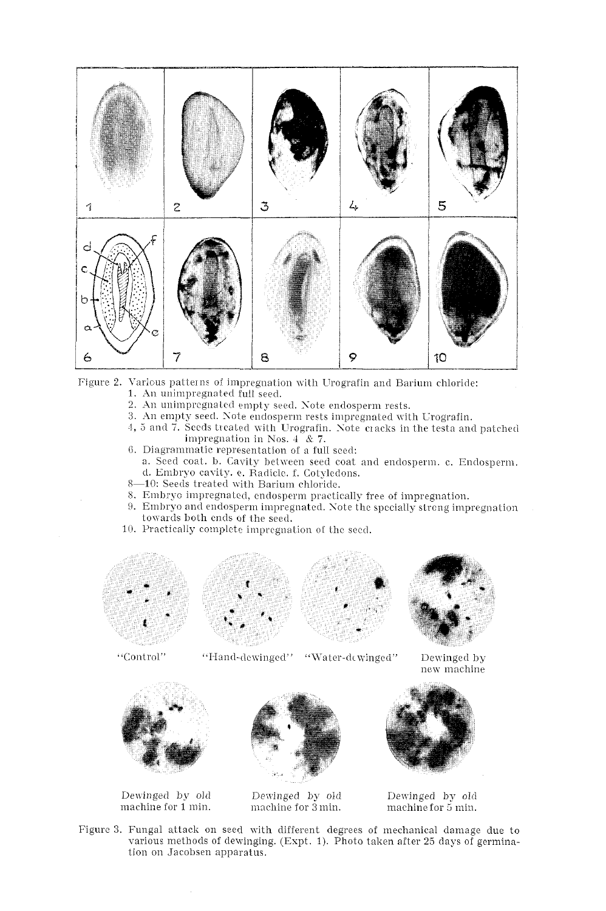Figure 2. Various patterns of impregnation with Urografin and Barium chloride:

1. An unimpregnated full seed.
2. An unimpregnated empty seed. Note endosperm rests.
3. An empty seed. Note endosperm rests impregnated with Urografin.
4, 5 and 7. Seeds treated with Urografin. Note cracks in the testa and patched impregnation in Nos. 4 & 7.
6. Diagrammatic representation of a full seed:
   a. Seed coat. b. Cavity between seed coat and endosperm. c. Endosperm. d. Embryo cavity. e. Radicle. f. Cotyledons.

8—10: Seeds treated with Barium chloride.

8. Embryo impregnated, endosperm practically free of impregnation.
9. Embryo and endosperm impregnated. Note the specially strong impregnation towards both ends of the seed.
10. Practically complete impregnation of the seed.

"Control" "Hand-dewinged" "Water-dewinged" Dewinged by new machine

Dewinged by old machine for 1 min. Dewinged by old machine for 3 min. Dewinged by old machine for 5 min.

Figure 3. Fungal attack on seed with different degrees of mechanical damage due to various methods of dewinging. (Expt. 1). Photo taken after 25 days of germination on Jacobsen apparatus.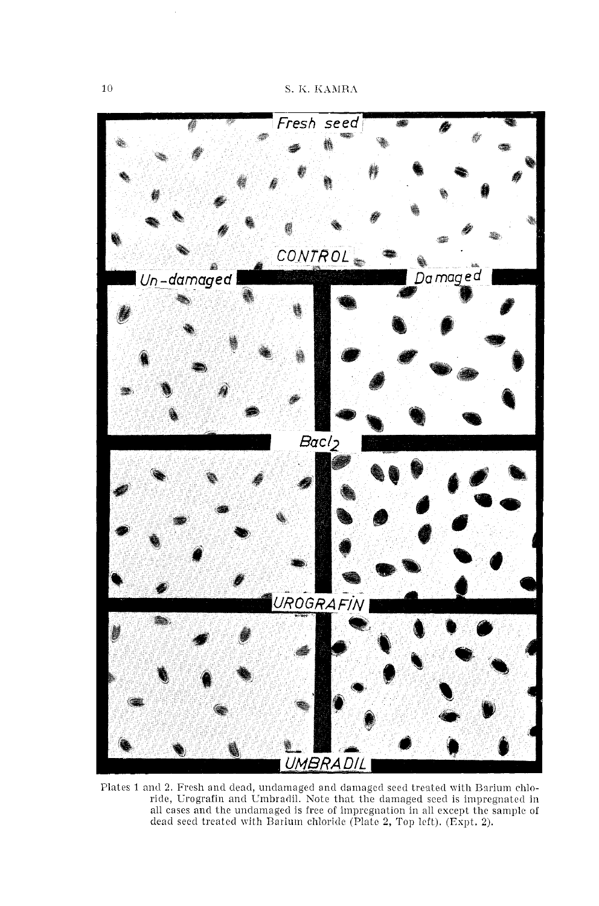Fresh seed

CONTROL

Un-damaged

Damaged

$BaCl_2$

UROGRAFIN

UMBRADIL

Plates 1 and 2. Fresh and dead, undamaged and damaged seed treated with Barium chloride, Urografin and Umbradil. Note that the damaged seed is impregnated in all cases and the undamaged is free of impregnation in all except the sample of dead seed treated with Barium chloride (Plate 2, Top left). (Expt. 2).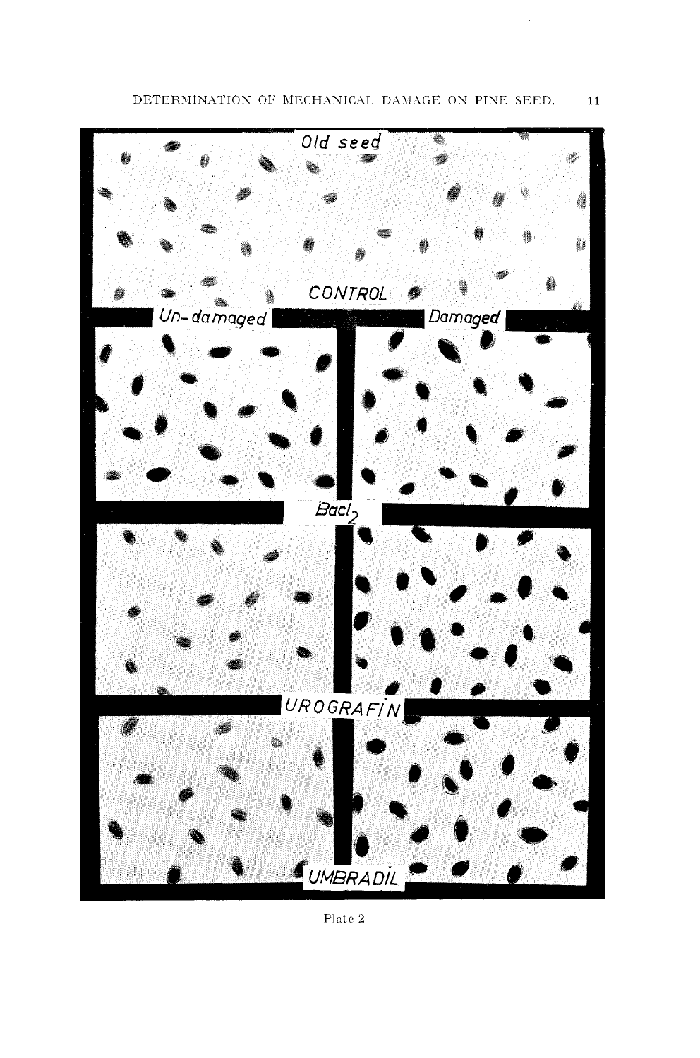Plate 2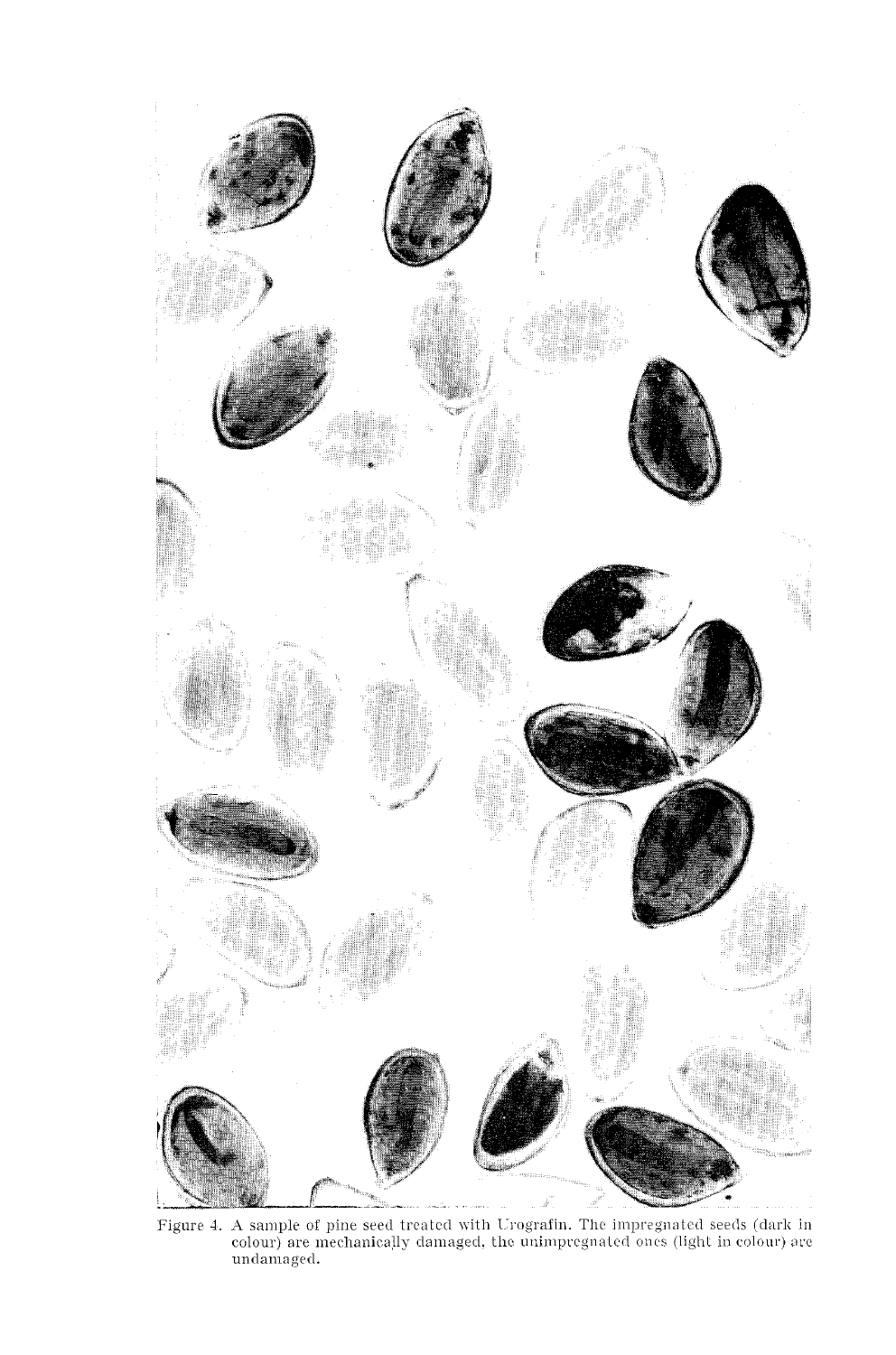Figure 4. A sample of pine seed treated with Urografin. The impregnated seeds (dark in colour) are mechanically damaged, the unimpregnated ones (light in colour) are undamaged.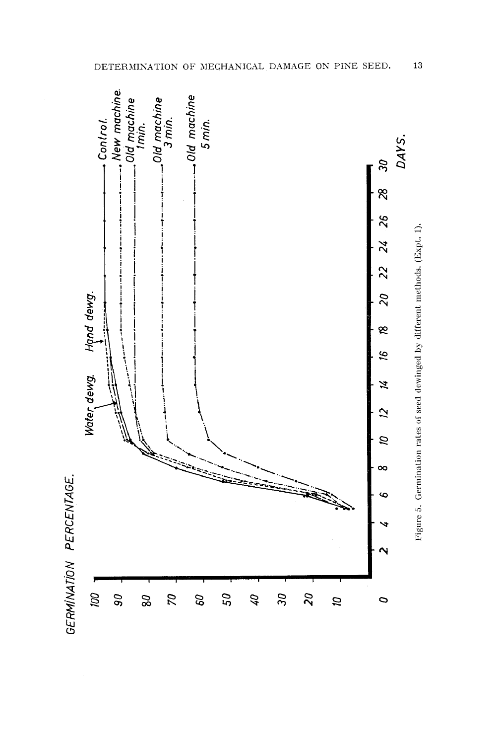Figure 5. Germination rates of seed dewinged by different methods. (Expt. 1).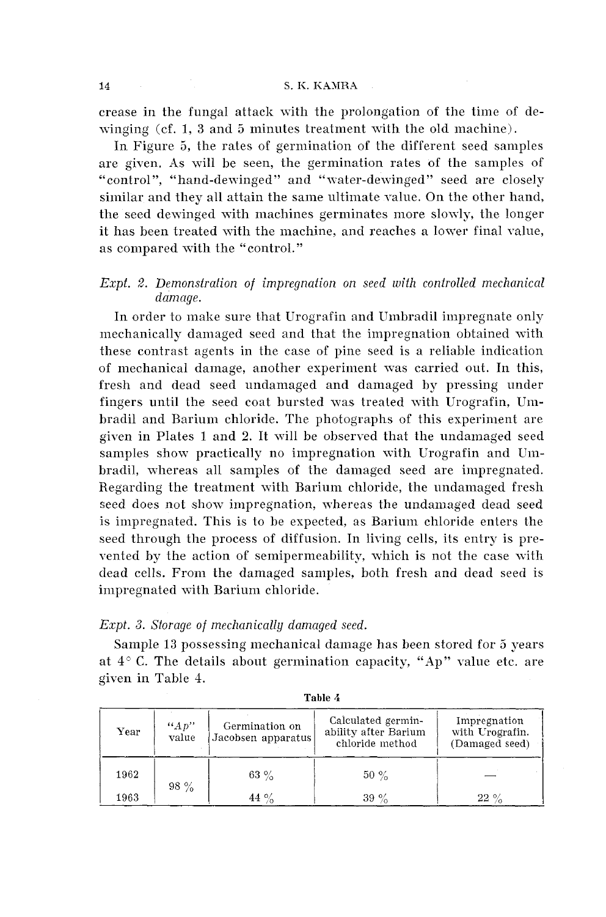crease in the fungal attack with the prolongation of the time of dewinging (cf. 1, 3 and 5 minutes treatment with the old machine).

In Figure 5, the rates of germination of the different seed samples are given. As will be seen, the germination rates of the samples of "control", "hand-dewinged" and "water-dewinged" seed are closely similar and they all attain the same ultimate value. On the other hand, the seed dewinged with machines germinates more slowly, the longer it has been treated with the machine, and reaches a lower final value, as compared with the "control."

*Expt. 2. Demonstration of impregnation on seed with controlled mechanical damage.*

In order to make sure that Urografin and Umbradil impregnate only mechanically damaged seed and that the impregnation obtained with these contrast agents in the case of pine seed is a reliable indication of mechanical damage, another experiment was carried out. In this, fresh and dead seed undamaged and damaged by pressing under fingers until the seed coat bursted was treated with Urografin, Umbradil and Barium chloride. The photographs of this experiment are given in Plates 1 and 2. It will be observed that the undamaged seed samples show practically no impregnation with Urografin and Umbradil, whereas all samples of the damaged seed are impregnated. Regarding the treatment with Barium chloride, the undamaged fresh seed does not show impregnation, whereas the undamaged dead seed is impregnated. This is to be expected, as Barium chloride enters the seed through the process of diffusion. In living cells, its entry is prevented by the action of semipermeability, which is not the case with dead cells. From the damaged samples, both fresh and dead seed is impregnated with Barium chloride.

*Expt. 3. Storage of mechanically damaged seed.*

Sample 13 possessing mechanical damage has been stored for 5 years at 4° C. The details about germination capacity, "Ap" value etc. are given in Table 4.

Table 4

| Year | "*Ap*" value | Germination on Jacobsen apparatus | Calculated germinability after Barium chloride method | Impregnation with Urografin. (Damaged seed) |
|---|---|---|---|---|
| 1962 | 98 % | 63 % | 50 % | — |
| 1963 | | 44 % | 39 % | 22 % |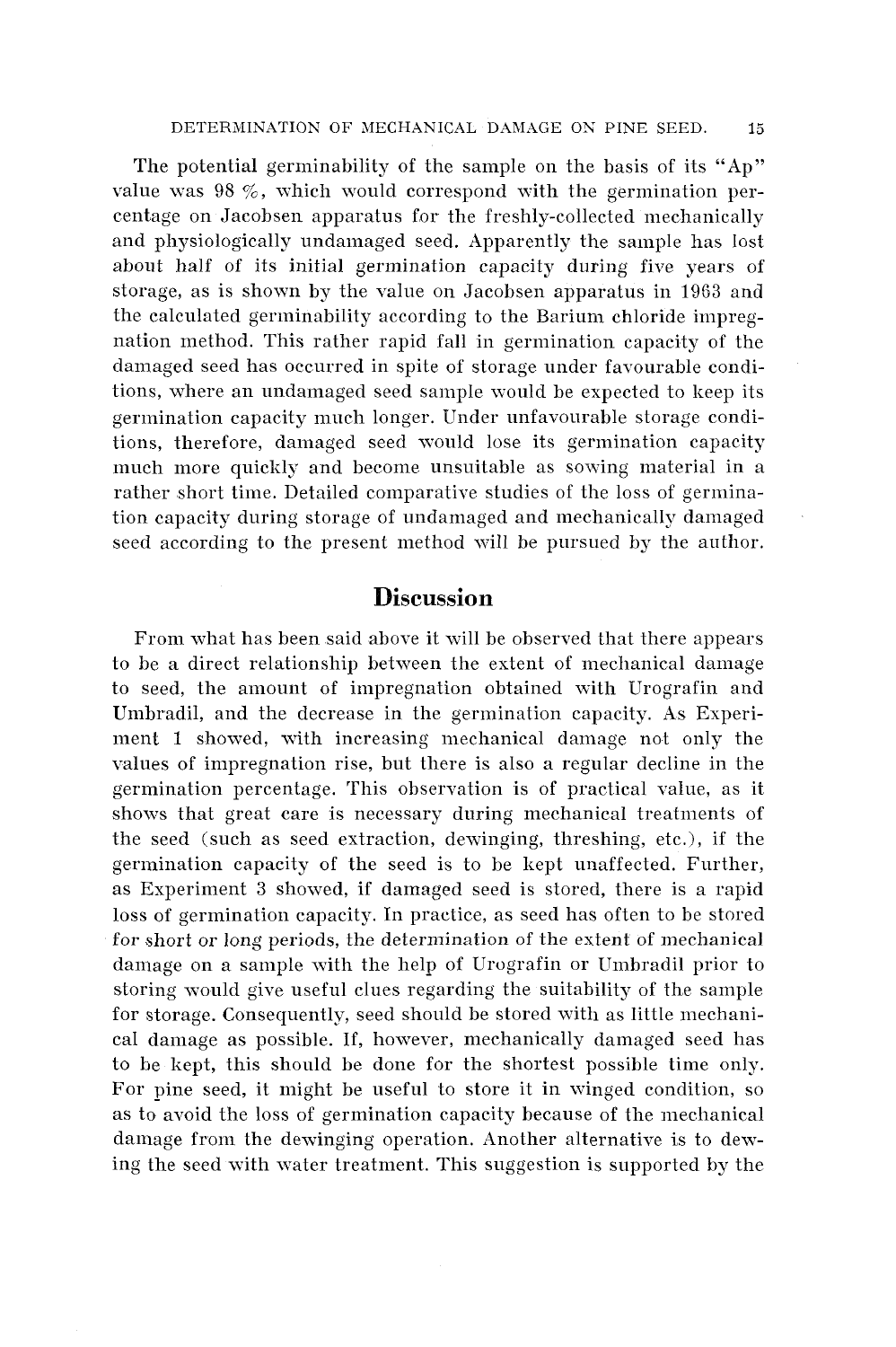The potential germinability of the sample on the basis of its "Ap" value was 98 %, which would correspond with the germination percentage on Jacobsen apparatus for the freshly-collected mechanically and physiologically undamaged seed. Apparently the sample has lost about half of its initial germination capacity during five years of storage, as is shown by the value on Jacobsen apparatus in 1963 and the calculated germinability according to the Barium chloride impregnation method. This rather rapid fall in germination capacity of the damaged seed has occurred in spite of storage under favourable conditions, where an undamaged seed sample would be expected to keep its germination capacity much longer. Under unfavourable storage conditions, therefore, damaged seed would lose its germination capacity much more quickly and become unsuitable as sowing material in a rather short time. Detailed comparative studies of the loss of germination capacity during storage of undamaged and mechanically damaged seed according to the present method will be pursued by the author.

## Discussion

From what has been said above it will be observed that there appears to be a direct relationship between the extent of mechanical damage to seed, the amount of impregnation obtained with Urografin and Umbradil, and the decrease in the germination capacity. As Experiment 1 showed, with increasing mechanical damage not only the values of impregnation rise, but there is also a regular decline in the germination percentage. This observation is of practical value, as it shows that great care is necessary during mechanical treatments of the seed (such as seed extraction, dewinging, threshing, etc.), if the germination capacity of the seed is to be kept unaffected. Further, as Experiment 3 showed, if damaged seed is stored, there is a rapid loss of germination capacity. In practice, as seed has often to be stored for short or long periods, the determination of the extent of mechanical damage on a sample with the help of Urografin or Umbradil prior to storing would give useful clues regarding the suitability of the sample for storage. Consequently, seed should be stored with as little mechanical damage as possible. If, however, mechanically damaged seed has to be kept, this should be done for the shortest possible time only. For pine seed, it might be useful to store it in winged condition, so as to avoid the loss of germination capacity because of the mechanical damage from the dewinging operation. Another alternative is to dewing the seed with water treatment. This suggestion is supported by the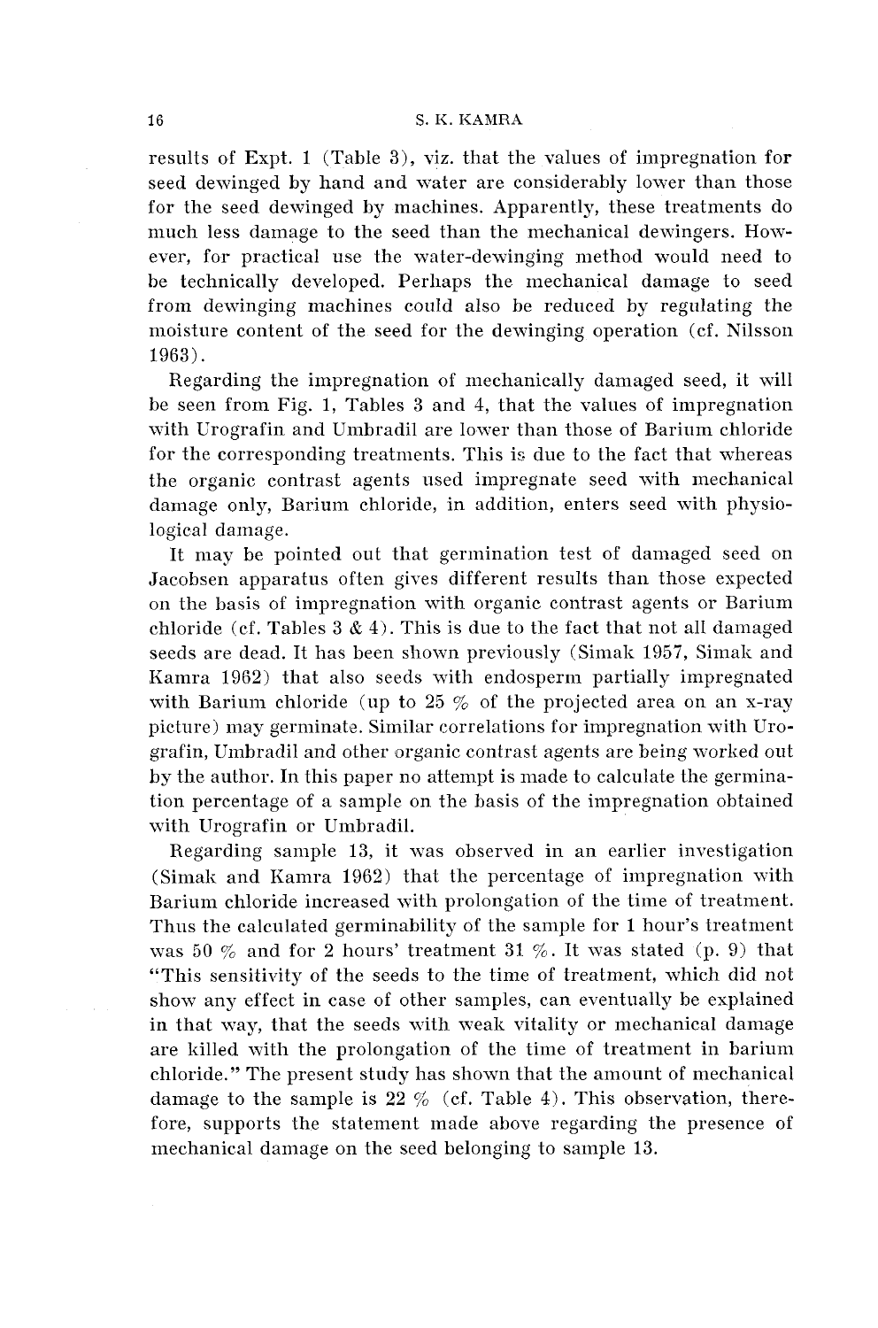results of Expt. 1 (Table 3), viz. that the values of impregnation for seed dewinged by hand and water are considerably lower than those for the seed dewinged by machines. Apparently, these treatments do much less damage to the seed than the mechanical dewingers. However, for practical use the water-dewinging method would need to be technically developed. Perhaps the mechanical damage to seed from dewinging machines could also be reduced by regulating the moisture content of the seed for the dewinging operation (cf. Nilsson 1963).

Regarding the impregnation of mechanically damaged seed, it will be seen from Fig. 1, Tables 3 and 4, that the values of impregnation with Urografin and Umbradil are lower than those of Barium chloride for the corresponding treatments. This is due to the fact that whereas the organic contrast agents used impregnate seed with mechanical damage only, Barium chloride, in addition, enters seed with physiological damage.

It may be pointed out that germination test of damaged seed on Jacobsen apparatus often gives different results than those expected on the basis of impregnation with organic contrast agents or Barium chloride (cf. Tables 3 & 4). This is due to the fact that not all damaged seeds are dead. It has been shown previously (Simak 1957, Simak and Kamra 1962) that also seeds with endosperm partially impregnated with Barium chloride (up to 25 % of the projected area on an x-ray picture) may germinate. Similar correlations for impregnation with Urografin, Umbradil and other organic contrast agents are being worked out by the author. In this paper no attempt is made to calculate the germination percentage of a sample on the basis of the impregnation obtained with Urografin or Umbradil.

Regarding sample 13, it was observed in an earlier investigation (Simak and Kamra 1962) that the percentage of impregnation with Barium chloride increased with prolongation of the time of treatment. Thus the calculated germinability of the sample for 1 hour's treatment was 50 % and for 2 hours' treatment 31 %. It was stated (p. 9) that "This sensitivity of the seeds to the time of treatment, which did not show any effect in case of other samples, can eventually be explained in that way, that the seeds with weak vitality or mechanical damage are killed with the prolongation of the time of treatment in barium chloride." The present study has shown that the amount of mechanical damage to the sample is 22 % (cf. Table 4). This observation, therefore, supports the statement made above regarding the presence of mechanical damage on the seed belonging to sample 13.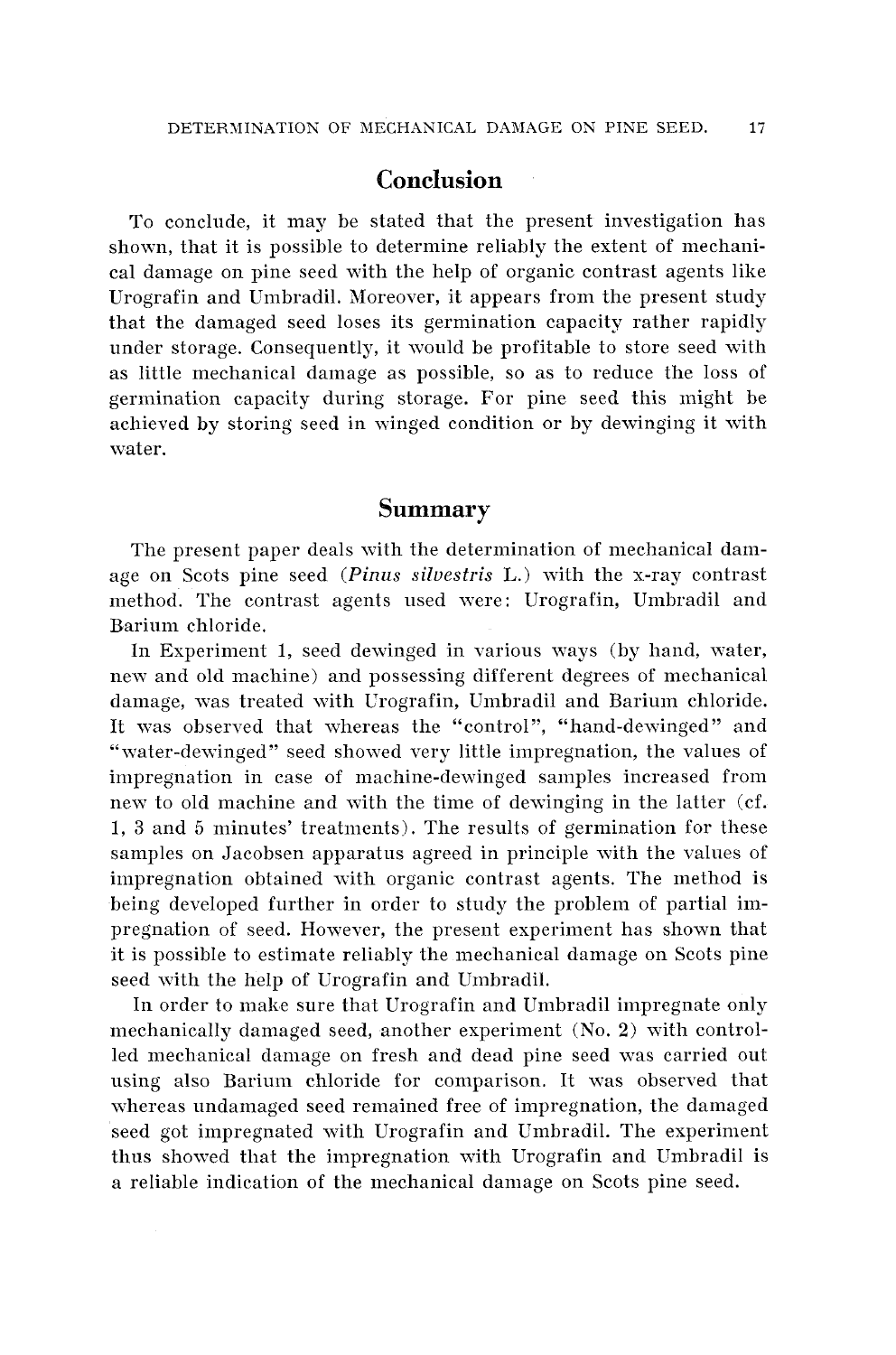## Conclusion

To conclude, it may be stated that the present investigation has shown, that it is possible to determine reliably the extent of mechanical damage on pine seed with the help of organic contrast agents like Urografin and Umbradil. Moreover, it appears from the present study that the damaged seed loses its germination capacity rather rapidly under storage. Consequently, it would be profitable to store seed with as little mechanical damage as possible, so as to reduce the loss of germination capacity during storage. For pine seed this might be achieved by storing seed in winged condition or by dewinging it with water.

## Summary

The present paper deals with the determination of mechanical damage on Scots pine seed (*Pinus silvestris* L.) with the x-ray contrast method. The contrast agents used were: Urografin, Umbradil and Barium chloride.

In Experiment 1, seed dewinged in various ways (by hand, water, new and old machine) and possessing different degrees of mechanical damage, was treated with Urografin, Umbradil and Barium chloride. It was observed that whereas the "control", "hand-dewinged" and "water-dewinged" seed showed very little impregnation, the values of impregnation in case of machine-dewinged samples increased from new to old machine and with the time of dewinging in the latter (cf. 1, 3 and 5 minutes' treatments). The results of germination for these samples on Jacobsen apparatus agreed in principle with the values of impregnation obtained with organic contrast agents. The method is being developed further in order to study the problem of partial impregnation of seed. However, the present experiment has shown that it is possible to estimate reliably the mechanical damage on Scots pine seed with the help of Urografin and Umbradil.

In order to make sure that Urografin and Umbradil impregnate only mechanically damaged seed, another experiment (No. 2) with controlled mechanical damage on fresh and dead pine seed was carried out using also Barium chloride for comparison. It was observed that whereas undamaged seed remained free of impregnation, the damaged seed got impregnated with Urografin and Umbradil. The experiment thus showed that the impregnation with Urografin and Umbradil is a reliable indication of the mechanical damage on Scots pine seed.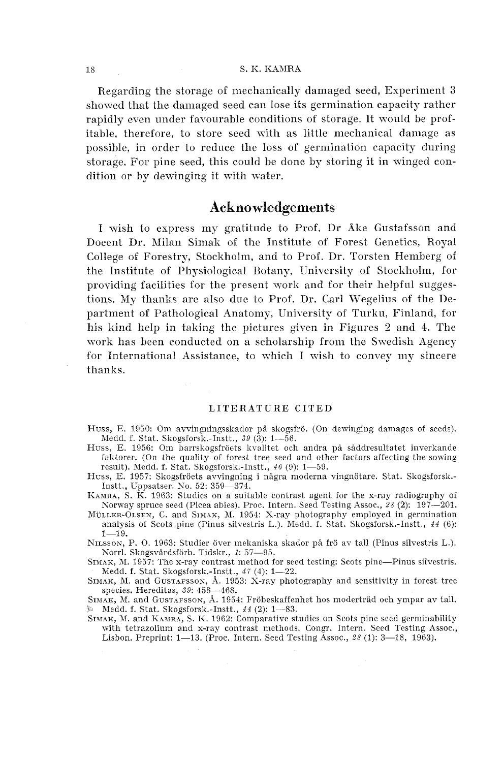Regarding the storage of mechanically damaged seed, Experiment 3 showed that the damaged seed can lose its germination capacity rather rapidly even under favourable conditions of storage. It would be profitable, therefore, to store seed with as little mechanical damage as possible, in order to reduce the loss of germination capacity during storage. For pine seed, this could be done by storing it in winged condition or by dewinging it with water.

## Acknowledgements

I wish to express my gratitude to Prof. Dr Åke Gustafsson and Docent Dr. Milan Simak of the Institute of Forest Genetics, Royal College of Forestry, Stockholm, and to Prof. Dr. Torsten Hemberg of the Institute of Physiological Botany, University of Stockholm, for providing facilities for the present work and for their helpful suggestions. My thanks are also due to Prof. Dr. Carl Wegelius of the Department of Pathological Anatomy, University of Turku, Finland, for his kind help in taking the pictures given in Figures 2 and 4. The work has been conducted on a scholarship from the Swedish Agency for International Assistance, to which I wish to convey my sincere thanks.

## LITERATURE CITED

Huss, E. 1950: Om avvingningsskador på skogsfrö. (On dewinging damages of seeds). Medd. f. Stat. Skogsforsk.-Instt., *39* (3): 1—56.

Huss, E. 1956: Om barrskogsfröets kvalitet och andra på såddresultatet inverkande faktorer. (On the quality of forest tree seed and other factors affecting the sowing result). Medd. f. Stat. Skogsforsk.-Instt., *46* (9): 1—59.

Huss, E. 1957: Skogsfröets avvingning i några moderna vingnötare. Stat. Skogsforsk.-Instt., Uppsatser. No. 52: 359—374.

Kamra, S. K. 1963: Studies on a suitable contrast agent for the x-ray radiography of Norway spruce seed (Picea abies). Proc. Intern. Seed Testing Assoc., *28* (2): 197—201.

Müller-Olsen, C. and Simak, M. 1954: X-ray photography employed in germination analysis of Scots pine (Pinus silvestris L.). Medd. f. Stat. Skogsforsk.-Instt., *44* (6): 1—19.

Nilsson, P. O. 1963: Studier över mekaniska skador på frö av tall (Pinus silvestris L.). Norrl. Skogsvårdsförb. Tidskr., *1*: 57—95.

Simak, M. 1957: The x-ray contrast method for seed testing: Scots pine—Pinus silvestris. Medd. f. Stat. Skogsforsk.-Instt., *47* (4): 1—22.

Simak, M. and Gustafsson, Å. 1953: X-ray photography and sensitivity in forest tree species. Hereditas, *39*: 458—468.

Simak, M. and Gustafsson, Å. 1954: Fröbeskaffenhet hos moderträd och ympar av tall. Medd. f. Stat. Skogsforsk.-Instt., *44* (2): 1—83.

Simak, M. and Kamra, S. K. 1962: Comparative studies on Scots pine seed germinability with tetrazolium and x-ray contrast methods. Congr. Intern. Seed Testing Assoc., Lisbon. Preprint: 1—13. (Proc. Intern. Seed Testing Assoc., *28* (1): 3—18, 1963).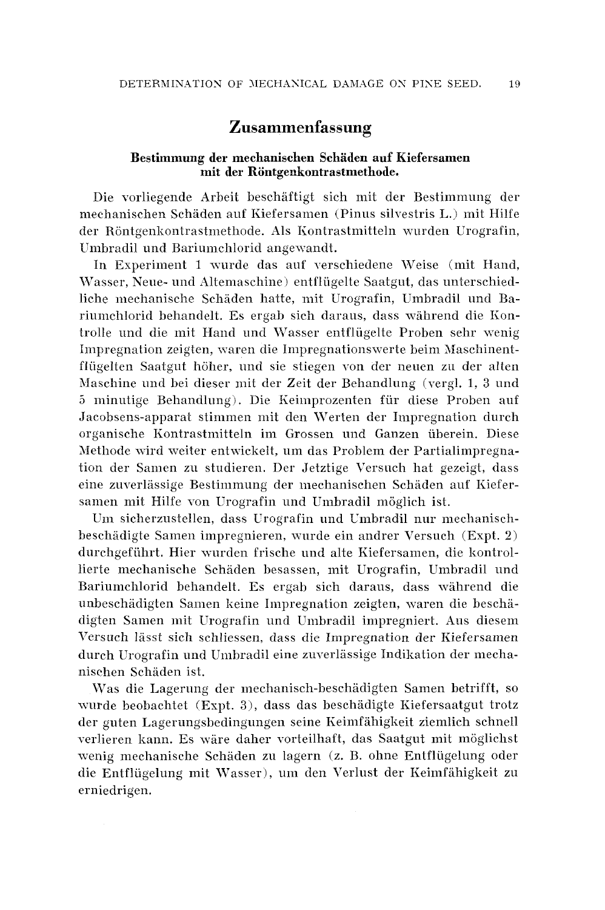## Zusammenfassung

### Bestimmung der mechanischen Schäden auf Kiefersamen mit der Röntgenkontrastmethode.

Die vorliegende Arbeit beschäftigt sich mit der Bestimmung der mechanischen Schäden auf Kiefersamen (Pinus silvestris L.) mit Hilfe der Röntgenkontrastmethode. Als Kontrastmitteln wurden Urografin, Umbradil und Bariumchlorid angewandt.

In Experiment 1 wurde das auf verschiedene Weise (mit Hand, Wasser, Neue- und Altemaschine) entflügelte Saatgut, das unterschiedliche mechanische Schäden hatte, mit Urografin, Umbradil und Bariumchlorid behandelt. Es ergab sich daraus, dass während die Kontrolle und die mit Hand und Wasser entflügelte Proben sehr wenig Impregnation zeigten, waren die Impregnationswerte beim Maschinentflügelten Saatgut höher, und sie stiegen von der neuen zu der alten Maschine und bei dieser mit der Zeit der Behandlung (vergl. 1, 3 und 5 minutige Behandlung). Die Keimprozenten für diese Proben auf Jacobsens-apparat stimmen mit den Werten der Impregnation durch organische Kontrastmitteln im Grossen und Ganzen überein. Diese Methode wird weiter entwickelt, um das Problem der Partialimpregnation der Samen zu studieren. Der Jetztige Versuch hat gezeigt, dass eine zuverlässige Bestimmung der mechanischen Schäden auf Kiefersamen mit Hilfe von Urografin und Umbradil möglich ist.

Um sicherzustellen, dass Urografin und Umbradil nur mechanisch-beschädigte Samen impregnieren, wurde ein andrer Versuch (Expt. 2) durchgeführt. Hier wurden frische und alte Kiefersamen, die kontrollierte mechanische Schäden besassen, mit Urografin, Umbradil und Bariumchlorid behandelt. Es ergab sich daraus, dass während die unbeschädigten Samen keine Impregnation zeigten, waren die beschädigten Samen mit Urografin und Umbradil impregniert. Aus diesem Versuch lässt sich schliessen, dass die Impregnation der Kiefersamen durch Urografin und Umbradil eine zuverlässige Indikation der mechanischen Schäden ist.

Was die Lagerung der mechanisch-beschädigten Samen betrifft, so wurde beobachtet (Expt. 3), dass das beschädigte Kiefersaatgut trotz der guten Lagerungsbedingungen seine Keimfähigkeit ziemlich schnell verlieren kann. Es wäre daher vorteilhaft, das Saatgut mit möglichst wenig mechanische Schäden zu lagern (z. B. ohne Entflügelung oder die Entflügelung mit Wasser), um den Verlust der Keimfähigkeit zu erniedrigen.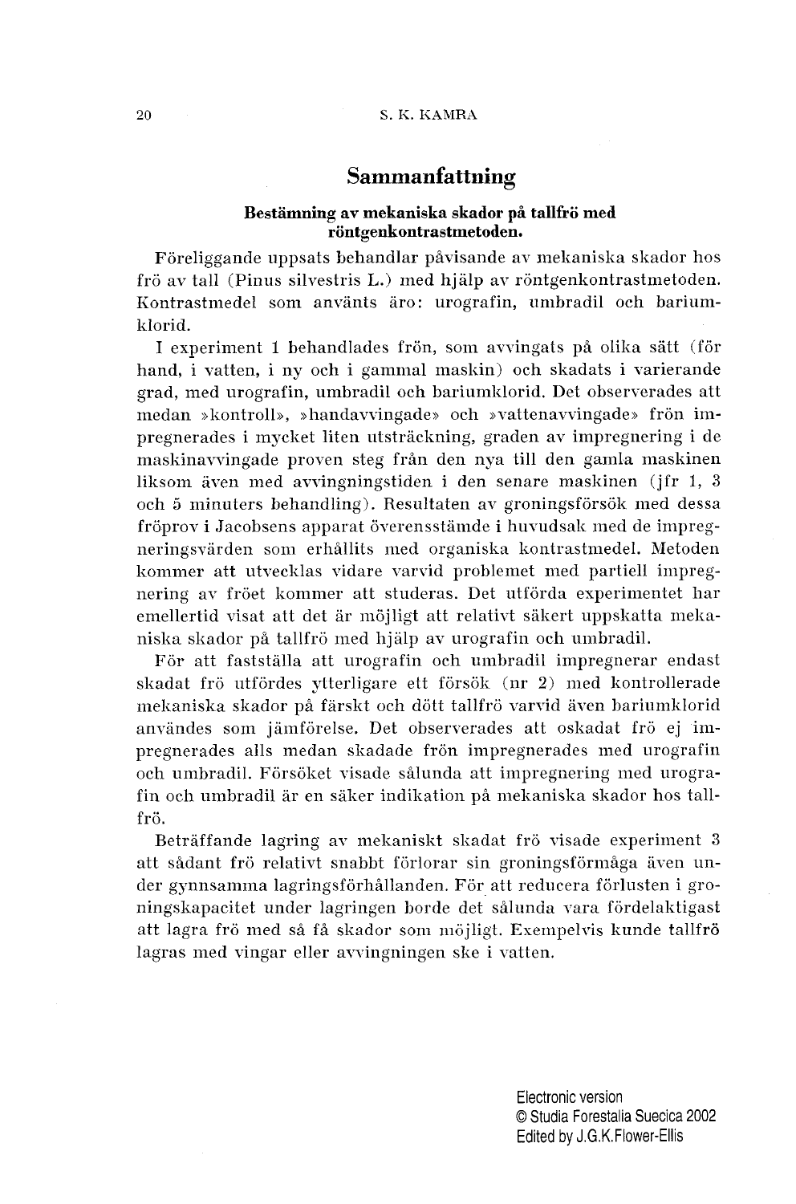## Sammanfattning

### Bestämning av mekaniska skador på tallfrö med röntgenkontrastmetoden.

Föreliggande uppsats behandlar påvisande av mekaniska skador hos frö av tall (Pinus silvestris L.) med hjälp av röntgenkontrastmetoden. Kontrastmedel som använts äro: urografin, umbradil och bariumklorid.

I experiment 1 behandlades frön, som avvingats på olika sätt (för hand, i vatten, i ny och i gammal maskin) och skadats i varierande grad, med urografin, umbradil och bariumklorid. Det observerades att medan »kontroll», »handavvingade» och »vattenavvingade» frön impregnerades i mycket liten utsträckning, graden av impregnering i de maskinavvingade proven steg från den nya till den gamla maskinen liksom även med avvingningstiden i den senare maskinen (jfr 1, 3 och 5 minuters behandling). Resultaten av groningsförsök med dessa fröprov i Jacobsens apparat överensstämde i huvudsak med de impregneringsvärden som erhållits med organiska kontrastmedel. Metoden kommer att utvecklas vidare varvid problemet med partiell impregnering av fröet kommer att studeras. Det utförda experimentet har emellertid visat att det är möjligt att relativt säkert uppskatta mekaniska skador på tallfrö med hjälp av urografin och umbradil.

För att fastställa att urografin och umbradil impregnerar endast skadat frö utfördes ytterligare ett försök (nr 2) med kontrollerade mekaniska skador på färskt och dött tallfrö varvid även bariumklorid användes som jämförelse. Det observerades att oskadat frö ej impregnerades alls medan skadade frön impregnerades med urografin och umbradil. Försöket visade sålunda att impregnering med urografin och umbradil är en säker indikation på mekaniska skador hos tallfrö.

Beträffande lagring av mekaniskt skadat frö visade experiment 3 att sådant frö relativt snabbt förlorar sin groningsförmåga även under gynnsamma lagringsförhållanden. För att reducera förlusten i groningskapacitet under lagringen borde det sålunda vara fördelaktigast att lagra frö med så få skador som möjligt. Exempelvis kunde tallfrö lagras med vingar eller avvingningen ske i vatten.

Electronic version
© Studia Forestalia Suecica 2002
Edited by J.G.K.Flower-Ellis